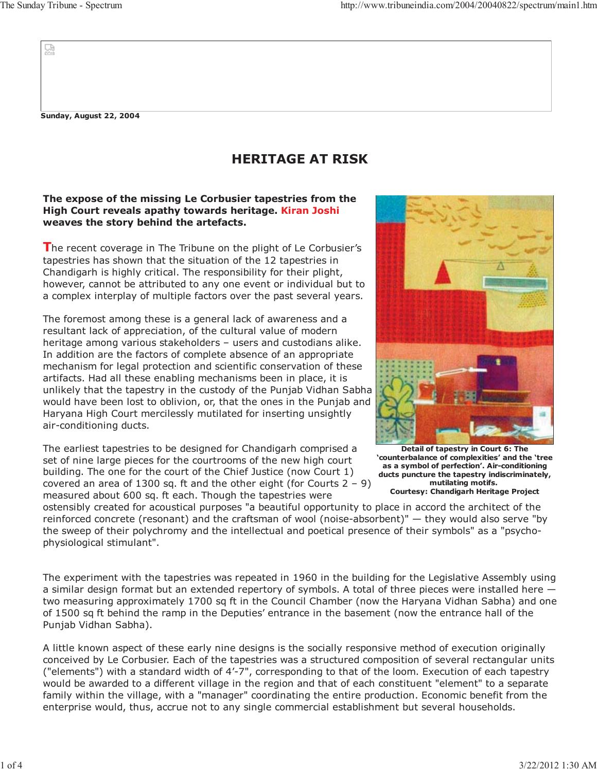Sunday, August 22, 2004

# HERITAGE AT RISK

**The expose of the missing Le Corbusier tapestries from the High Court reveals apathy towards heritage. Kiran Joshi weaves the story behind the artefacts.**

The recent coverage in The Tribune on the plight of Le Corbusier's tapestries has shown that the situation of the 12 tapestries in Chandigarh is highly critical. The responsibility for their plight, however, cannot be attributed to any one event or individual but to a complex interplay of multiple factors over the past several years.

The foremost among these is a general lack of awareness and a resultant lack of appreciation, of the cultural value of modern heritage among various stakeholders – users and custodians alike. In addition are the factors of complete absence of an appropriate mechanism for legal protection and scientific conservation of these artifacts. Had all these enabling mechanisms been in place, it is unlikely that the tapestry in the custody of the Punjab Vidhan Sabha would have been lost to oblivion, or, that the ones in the Punjab and Haryana High Court mercilessly mutilated for inserting unsightly air-conditioning ducts.

**Detail of tapestry in Court 6: The 'counterbalance of complexities' and the 'tree as a symbol of perfection'. Air-conditioning ducts puncture the tapestry indiscriminately, mutilating motifs.**
**Courtesy: Chandigarh Heritage Project**

The earliest tapestries to be designed for Chandigarh comprised a set of nine large pieces for the courtrooms of the new high court building. The one for the court of the Chief Justice (now Court 1) covered an area of 1300 sq. ft and the other eight (for Courts 2 – 9) measured about 600 sq. ft each. Though the tapestries were ostensibly created for acoustical purposes "a beautiful opportunity to place in accord the architect of the reinforced concrete (resonant) and the craftsman of wool (noise-absorbent)" — they would also serve "by the sweep of their polychromy and the intellectual and poetical presence of their symbols" as a "psycho-physiological stimulant".

The experiment with the tapestries was repeated in 1960 in the building for the Legislative Assembly using a similar design format but an extended repertory of symbols. A total of three pieces were installed here — two measuring approximately 1700 sq ft in the Council Chamber (now the Haryana Vidhan Sabha) and one of 1500 sq ft behind the ramp in the Deputies' entrance in the basement (now the entrance hall of the Punjab Vidhan Sabha).

A little known aspect of these early nine designs is the socially responsive method of execution originally conceived by Le Corbusier. Each of the tapestries was a structured composition of several rectangular units ("elements") with a standard width of 4'-7", corresponding to that of the loom. Execution of each tapestry would be awarded to a different village in the region and that of each constituent "element" to a separate family within the village, with a "manager" coordinating the entire production. Economic benefit from the enterprise would, thus, accrue not to any single commercial establishment but several households.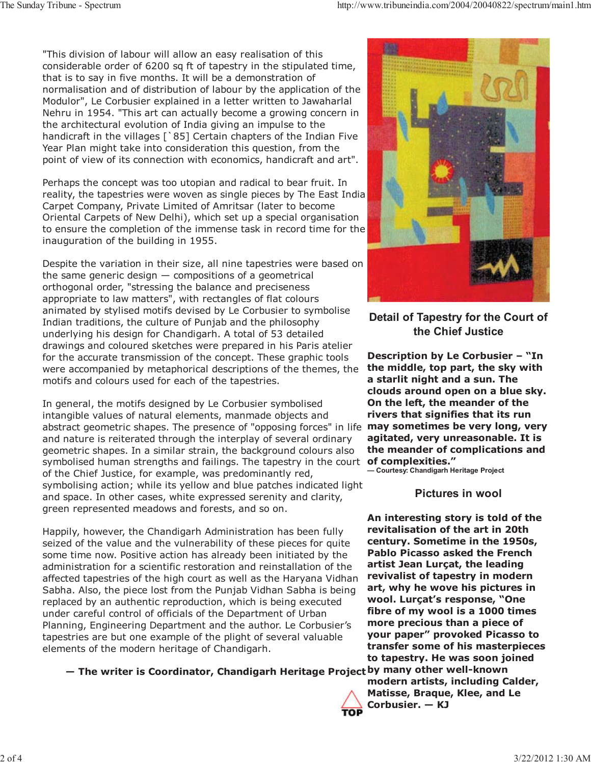"This division of labour will allow an easy realisation of this considerable order of 6200 sq ft of tapestry in the stipulated time, that is to say in five months. It will be a demonstration of normalisation and of distribution of labour by the application of the Modulor", Le Corbusier explained in a letter written to Jawaharlal Nehru in 1954. "This art can actually become a growing concern in the architectural evolution of India giving an impulse to the handicraft in the villages [`85] Certain chapters of the Indian Five Year Plan might take into consideration this question, from the point of view of its connection with economics, handicraft and art".

Perhaps the concept was too utopian and radical to bear fruit. In reality, the tapestries were woven as single pieces by The East India Carpet Company, Private Limited of Amritsar (later to become Oriental Carpets of New Delhi), which set up a special organisation to ensure the completion of the immense task in record time for the inauguration of the building in 1955.

Despite the variation in their size, all nine tapestries were based on the same generic design — compositions of a geometrical orthogonal order, "stressing the balance and preciseness appropriate to law matters", with rectangles of flat colours animated by stylised motifs devised by Le Corbusier to symbolise Indian traditions, the culture of Punjab and the philosophy underlying his design for Chandigarh. A total of 53 detailed drawings and coloured sketches were prepared in his Paris atelier for the accurate transmission of the concept. These graphic tools were accompanied by metaphorical descriptions of the themes, the motifs and colours used for each of the tapestries.

In general, the motifs designed by Le Corbusier symbolised intangible values of natural elements, manmade objects and abstract geometric shapes. The presence of "opposing forces" in life and nature is reiterated through the interplay of several ordinary geometric shapes. In a similar strain, the background colours also symbolised human strengths and failings. The tapestry in the court of the Chief Justice, for example, was predominantly red, symbolising action; while its yellow and blue patches indicated light and space. In other cases, white expressed serenity and clarity, green represented meadows and forests, and so on.

Happily, however, the Chandigarh Administration has been fully seized of the value and the vulnerability of these pieces for quite some time now. Positive action has already been initiated by the administration for a scientific restoration and reinstallation of the affected tapestries of the high court as well as the Haryana Vidhan Sabha. Also, the piece lost from the Punjab Vidhan Sabha is being replaced by an authentic reproduction, which is being executed under careful control of officials of the Department of Urban Planning, Engineering Department and the author. Le Corbusier's tapestries are but one example of the plight of several valuable elements of the modern heritage of Chandigarh.

**— The writer is Coordinator, Chandigarh Heritage Project**

**Detail of Tapestry for the Court of the Chief Justice**

**Description by Le Corbusier – "In the middle, top part, the sky with a starlit night and a sun. The clouds around open on a blue sky. On the left, the meander of the rivers that signifies that its run may sometimes be very long, very agitated, very unreasonable. It is the meander of complications and of complexities."**

**— Courtesy: Chandigarh Heritage Project**

### Pictures in wool

**An interesting story is told of the revitalisation of the art in 20th century. Sometime in the 1950s, Pablo Picasso asked the French artist Jean Lurçat, the leading revivalist of tapestry in modern art, why he wove his pictures in wool. Lurçat's response, "One fibre of my wool is a 1000 times more precious than a piece of your paper" provoked Picasso to transfer some of his masterpieces to tapestry. He was soon joined by many other well-known modern artists, including Calder, Matisse, Braque, Klee, and Le Corbusier. — KJ**